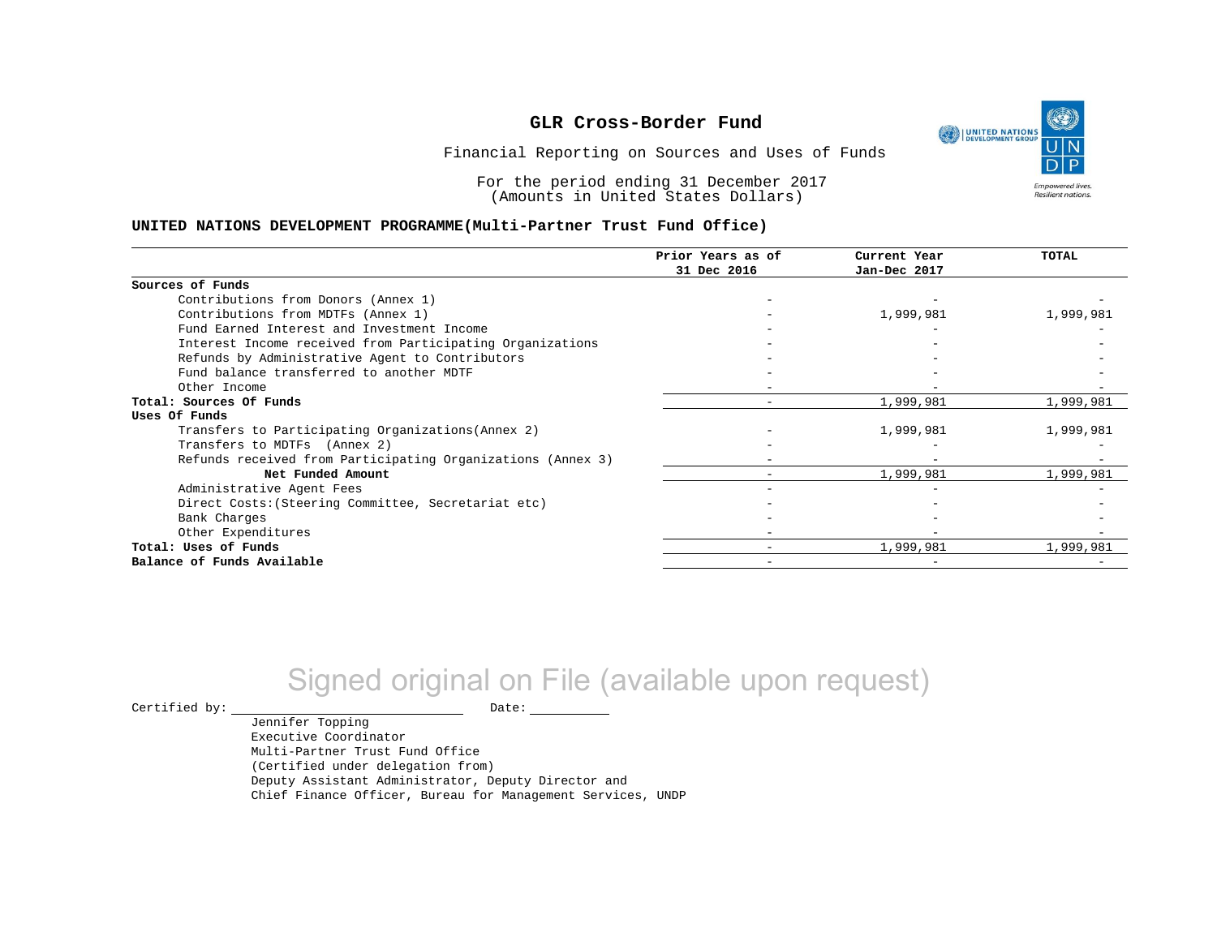# GLR Cross-Border Fund

Financial Reporting on Sources and Uses of Funds

For the period ending 31 December 2017
(Amounts in United States Dollars)

**UNITED NATIONS DEVELOPMENT PROGRAMME(Multi-Partner Trust Fund Office)**

| | Prior Years as of 31 Dec 2016 | Current Year Jan-Dec 2017 | TOTAL |
|---|---|---|---|
| **Sources of Funds** | | | |
| Contributions from Donors (Annex 1) | - | - | - |
| Contributions from MDTFs (Annex 1) | - | 1,999,981 | 1,999,981 |
| Fund Earned Interest and Investment Income | - | - | - |
| Interest Income received from Participating Organizations | - | - | - |
| Refunds by Administrative Agent to Contributors | - | - | - |
| Fund balance transferred to another MDTF | - | - | - |
| Other Income | - | - | - |
| **Total: Sources Of Funds** | - | 1,999,981 | 1,999,981 |
| **Uses Of Funds** | | | |
| Transfers to Participating Organizations(Annex 2) | - | 1,999,981 | 1,999,981 |
| Transfers to MDTFs (Annex 2) | - | - | - |
| Refunds received from Participating Organizations (Annex 3) | - | - | - |
| **Net Funded Amount** | - | 1,999,981 | 1,999,981 |
| Administrative Agent Fees | - | - | - |
| Direct Costs:(Steering Committee, Secretariat etc) | - | - | - |
| Bank Charges | - | - | - |
| Other Expenditures | - | - | - |
| **Total: Uses of Funds** | - | 1,999,981 | 1,999,981 |
| **Balance of Funds Available** | - | - | - |

Signed original on File (available upon request)

Certified by: ______________________ Date: __________

Jennifer Topping
Executive Coordinator
Multi-Partner Trust Fund Office
(Certified under delegation from)
Deputy Assistant Administrator, Deputy Director and
Chief Finance Officer, Bureau for Management Services, UNDP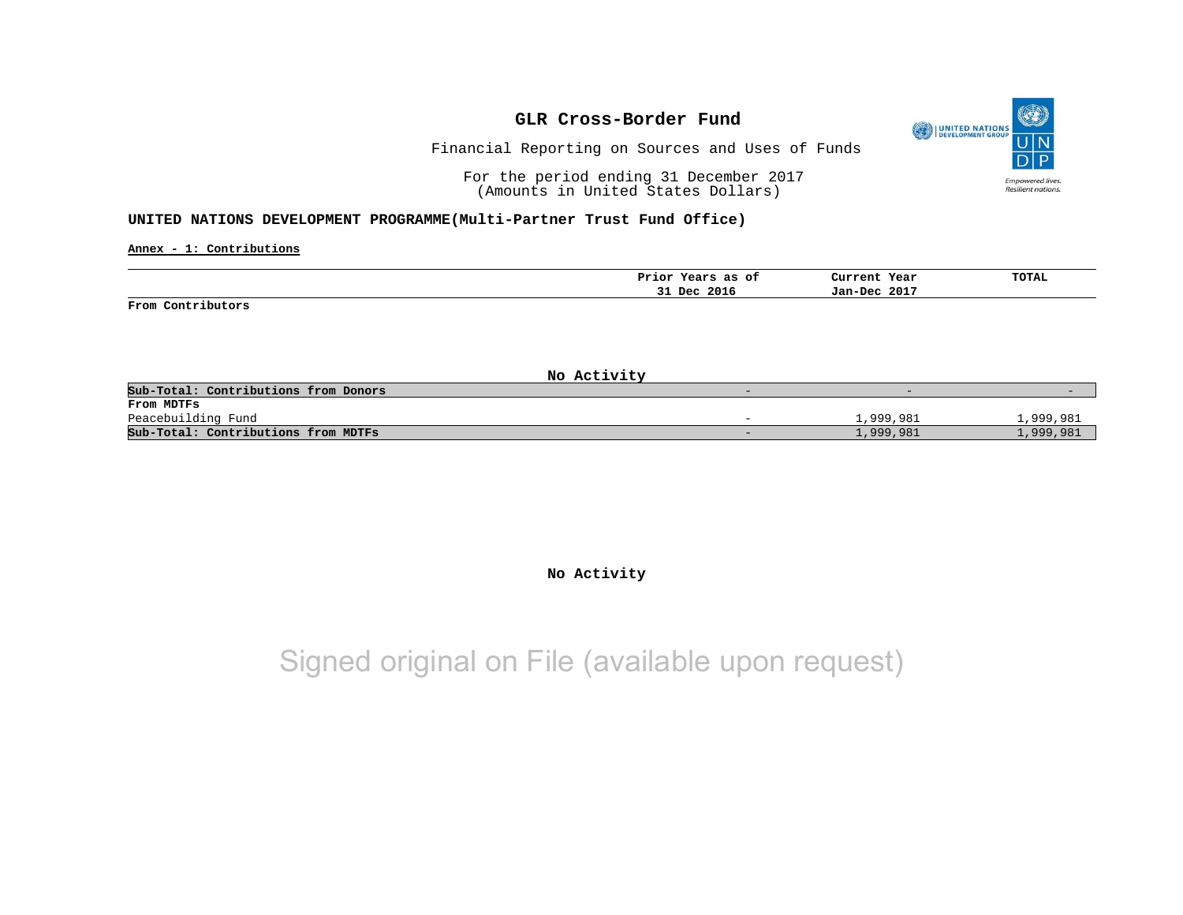# GLR Cross-Border Fund

Financial Reporting on Sources and Uses of Funds

For the period ending 31 December 2017
(Amounts in United States Dollars)

**UNITED NATIONS DEVELOPMENT PROGRAMME(Multi-Partner Trust Fund Office)**

**Annex - 1: Contributions**

| | Prior Years as of 31 Dec 2016 | Current Year Jan-Dec 2017 | TOTAL |
|---|---|---|---|
| **From Contributors** | | | |
| No Activity | | | |
| **Sub-Total: Contributions from Donors** | - | - | - |
| **From MDTFs** | | | |
| Peacebuilding Fund | - | 1,999,981 | 1,999,981 |
| **Sub-Total: Contributions from MDTFs** | - | 1,999,981 | 1,999,981 |

**No Activity**

Signed original on File (available upon request)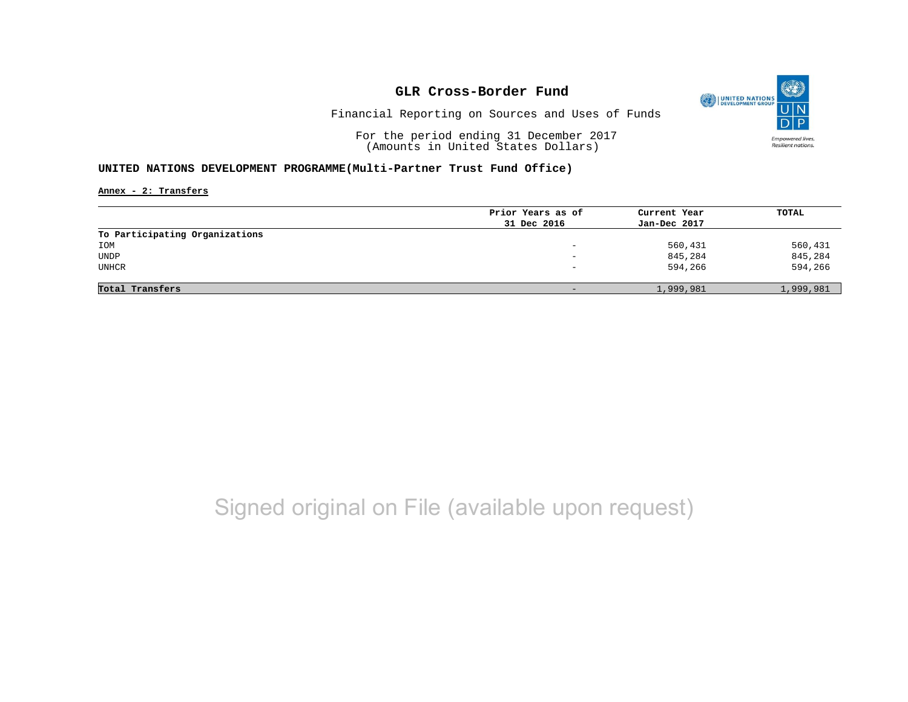# GLR Cross-Border Fund

Financial Reporting on Sources and Uses of Funds

For the period ending 31 December 2017
(Amounts in United States Dollars)

**UNITED NATIONS DEVELOPMENT PROGRAMME(Multi-Partner Trust Fund Office)**

**Annex - 2: Transfers**

| | Prior Years as of 31 Dec 2016 | Current Year Jan-Dec 2017 | TOTAL |
|---|---|---|---|
| **To Participating Organizations** | | | |
| IOM | - | 560,431 | 560,431 |
| UNDP | - | 845,284 | 845,284 |
| UNHCR | - | 594,266 | 594,266 |
| **Total Transfers** | - | 1,999,981 | 1,999,981 |

Signed original on File (available upon request)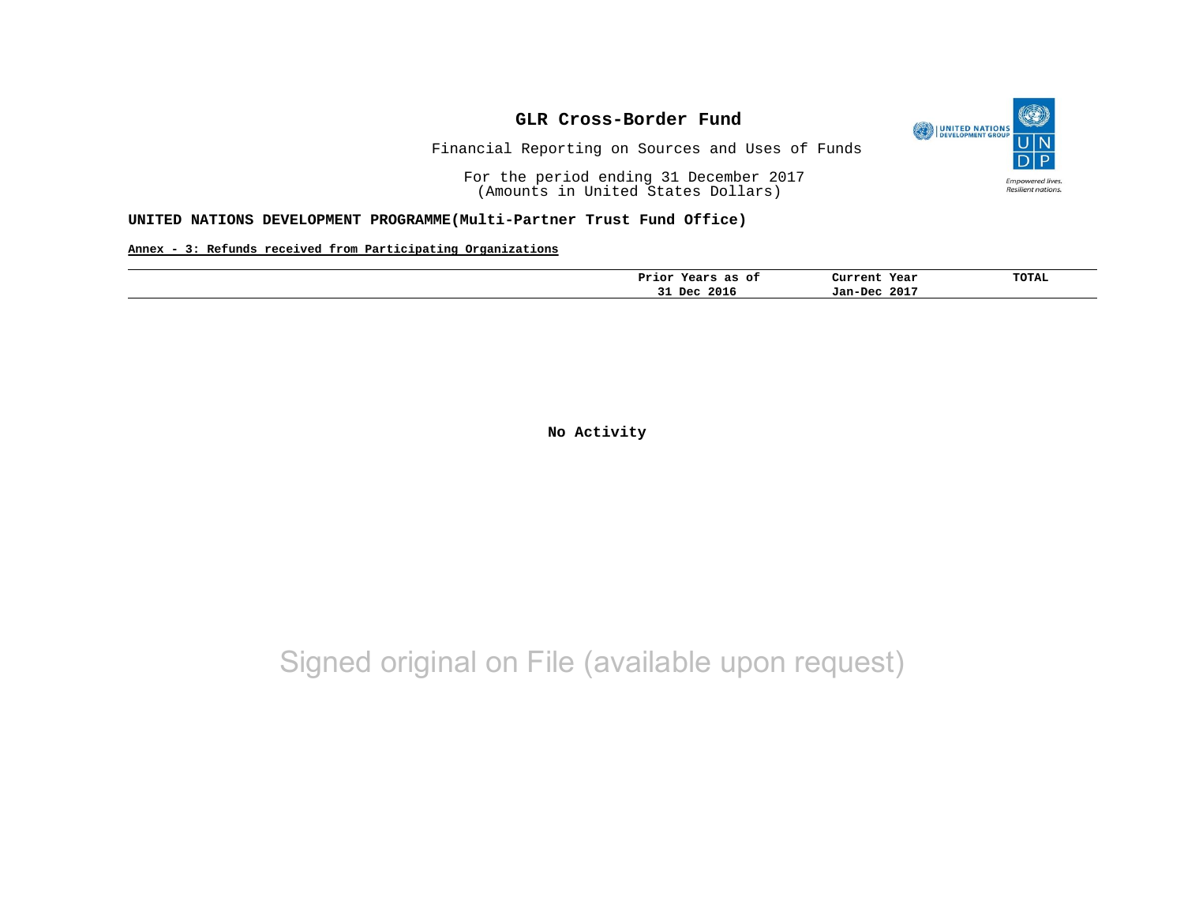# GLR Cross-Border Fund

Financial Reporting on Sources and Uses of Funds

For the period ending 31 December 2017
(Amounts in United States Dollars)

**UNITED NATIONS DEVELOPMENT PROGRAMME(Multi-Partner Trust Fund Office)**

**Annex - 3: Refunds received from Participating Organizations**

| | Prior Years as of 31 Dec 2016 | Current Year Jan-Dec 2017 | TOTAL |
|---|---|---|---|

**No Activity**

Signed original on File (available upon request)